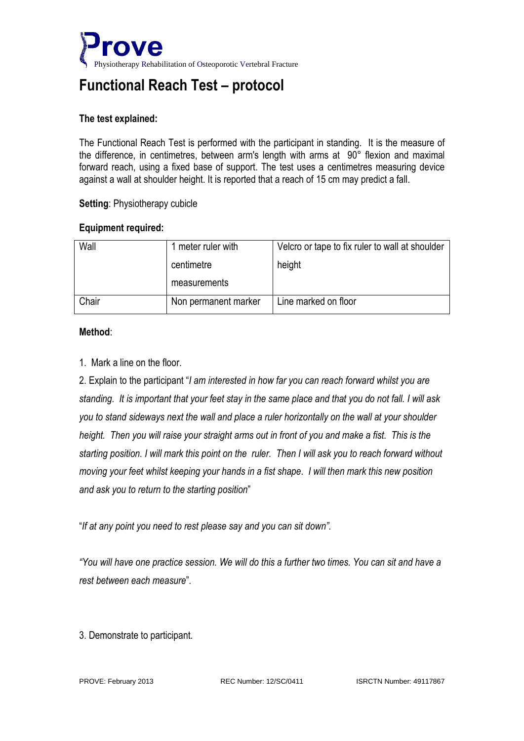Prove

Physiotherapy Rehabilitation of Osteoporotic Vertebral Fracture

# Functional Reach Test – protocol

**The test explained:**

The Functional Reach Test is performed with the participant in standing. It is the measure of the difference, in centimetres, between arm's length with arms at 90° flexion and maximal forward reach, using a fixed base of support. The test uses a centimetres measuring device against a wall at shoulder height. It is reported that a reach of 15 cm may predict a fall.

**Setting**: Physiotherapy cubicle

**Equipment required:**

| Wall | 1 meter ruler with centimetre measurements | Velcro or tape to fix ruler to wall at shoulder height |
|---|---|---|
| Chair | Non permanent marker | Line marked on floor |

**Method**:

1. Mark a line on the floor.

2. Explain to the participant "*I am interested in how far you can reach forward whilst you are standing. It is important that your feet stay in the same place and that you do not fall. I will ask you to stand sideways next the wall and place a ruler horizontally on the wall at your shoulder height. Then you will raise your straight arms out in front of you and make a fist. This is the starting position. I will mark this point on the ruler. Then I will ask you to reach forward without moving your feet whilst keeping your hands in a fist shape. I will then mark this new position and ask you to return to the starting position*"

"*If at any point you need to rest please say and you can sit down".*

*"You will have one practice session. We will do this a further two times. You can sit and have a rest between each measure*".

3. Demonstrate to participant.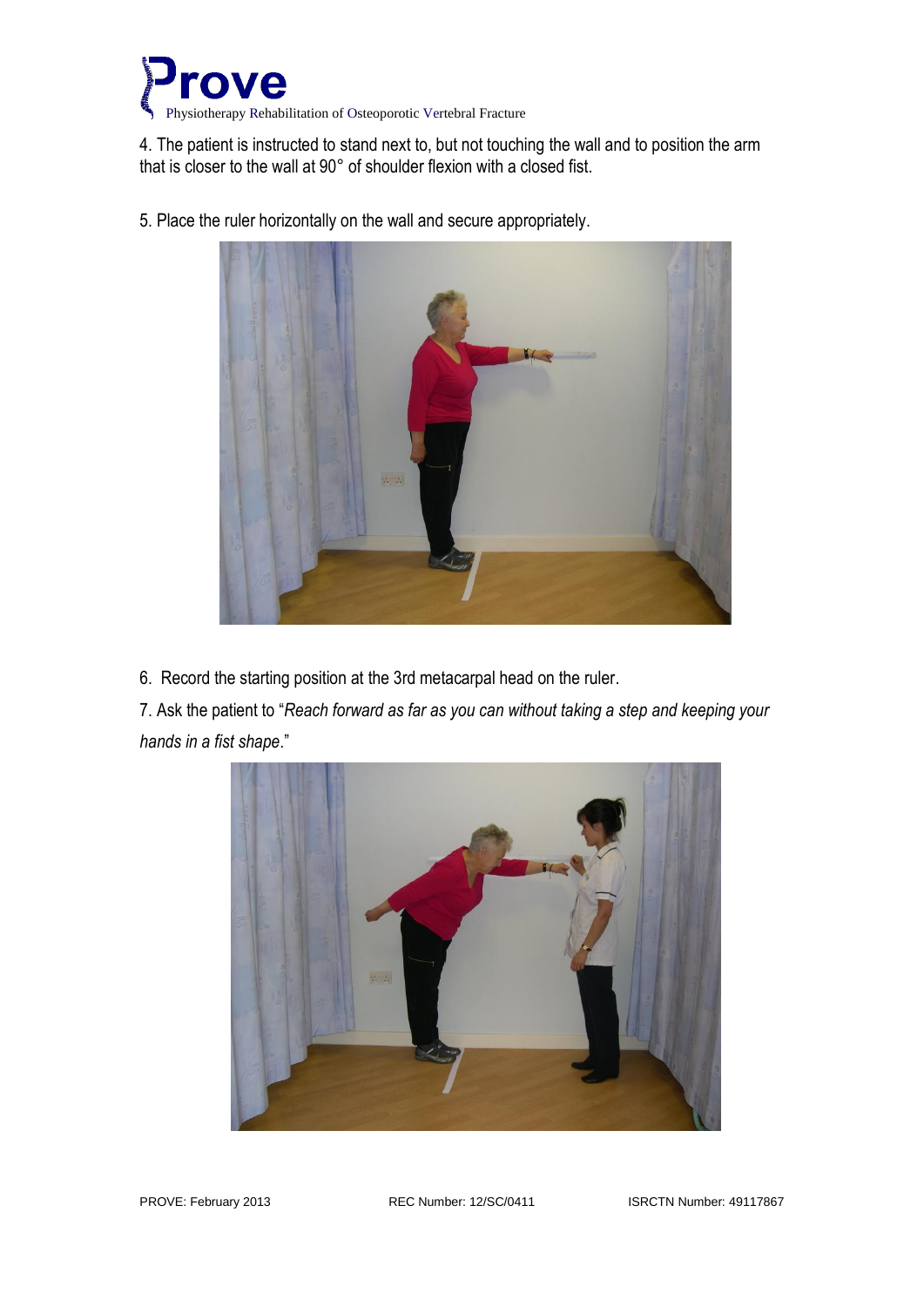4. The patient is instructed to stand next to, but not touching the wall and to position the arm that is closer to the wall at 90° of shoulder flexion with a closed fist.

5. Place the ruler horizontally on the wall and secure appropriately.

6. Record the starting position at the 3rd metacarpal head on the ruler.

7. Ask the patient to "*Reach forward as far as you can without taking a step and keeping your hands in a fist shape*."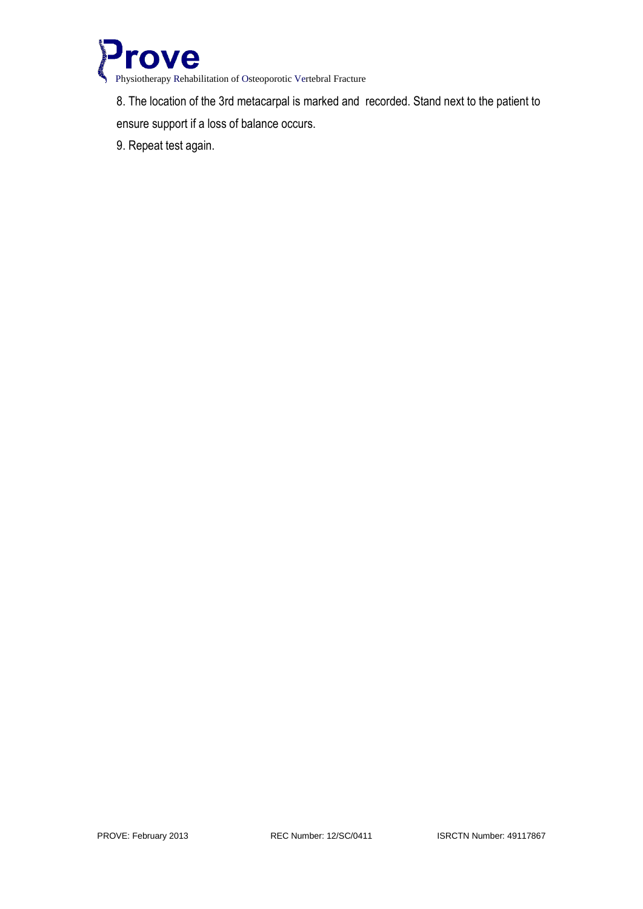8. The location of the 3rd metacarpal is marked and recorded. Stand next to the patient to ensure support if a loss of balance occurs.

9. Repeat test again.